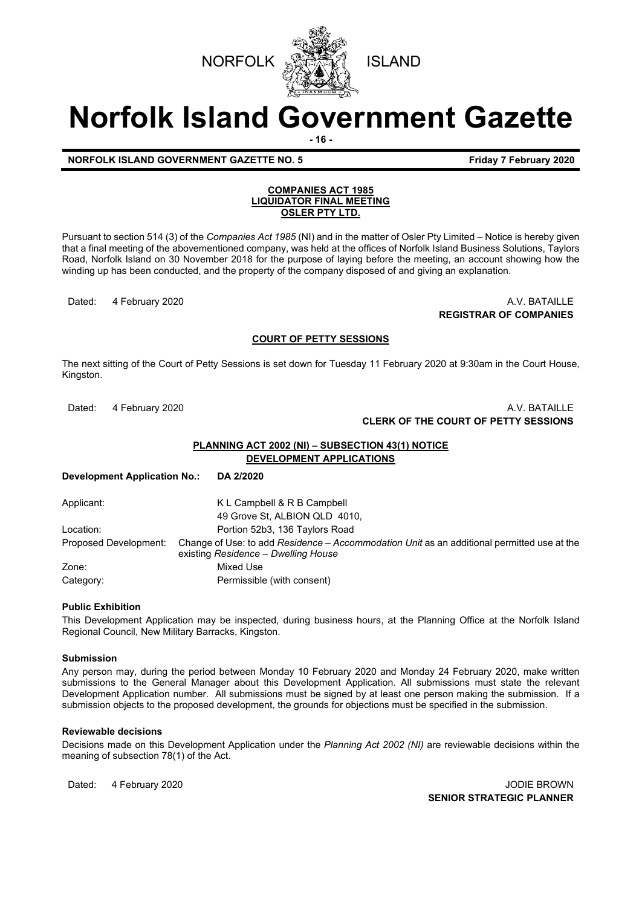NORFOLK ISLAND

# Norfolk Island Government Gazette

**NORFOLK ISLAND GOVERNMENT GAZETTE NO. 5** **Friday 7 February 2020**

## COMPANIES ACT 1985
## LIQUIDATOR FINAL MEETING
## OSLER PTY LTD.

Pursuant to section 514 (3) of the *Companies Act 1985* (NI) and in the matter of Osler Pty Limited – Notice is hereby given that a final meeting of the abovementioned company, was held at the offices of Norfolk Island Business Solutions, Taylors Road, Norfolk Island on 30 November 2018 for the purpose of laying before the meeting, an account showing how the winding up has been conducted, and the property of the company disposed of and giving an explanation.

Dated: 4 February 2020

A.V. BATAILLE
**REGISTRAR OF COMPANIES**

## COURT OF PETTY SESSIONS

The next sitting of the Court of Petty Sessions is set down for Tuesday 11 February 2020 at 9:30am in the Court House, Kingston.

Dated: 4 February 2020

A.V. BATAILLE
**CLERK OF THE COURT OF PETTY SESSIONS**

## PLANNING ACT 2002 (NI) – SUBSECTION 43(1) NOTICE
## DEVELOPMENT APPLICATIONS

**Development Application No.:** **DA 2/2020**

| | |
|---|---|
| Applicant: | K L Campbell & R B Campbell<br>49 Grove St, ALBION QLD 4010, |
| Location: | Portion 52b3, 136 Taylors Road |
| Proposed Development: | Change of Use: to add *Residence – Accommodation Unit* as an additional permitted use at the existing *Residence – Dwelling House* |
| Zone: | Mixed Use |
| Category: | Permissible (with consent) |

**Public Exhibition**

This Development Application may be inspected, during business hours, at the Planning Office at the Norfolk Island Regional Council, New Military Barracks, Kingston.

**Submission**

Any person may, during the period between Monday 10 February 2020 and Monday 24 February 2020, make written submissions to the General Manager about this Development Application. All submissions must state the relevant Development Application number. All submissions must be signed by at least one person making the submission. If a submission objects to the proposed development, the grounds for objections must be specified in the submission.

**Reviewable decisions**

Decisions made on this Development Application under the *Planning Act 2002 (NI)* are reviewable decisions within the meaning of subsection 78(1) of the Act.

Dated: 4 February 2020

JODIE BROWN
**SENIOR STRATEGIC PLANNER**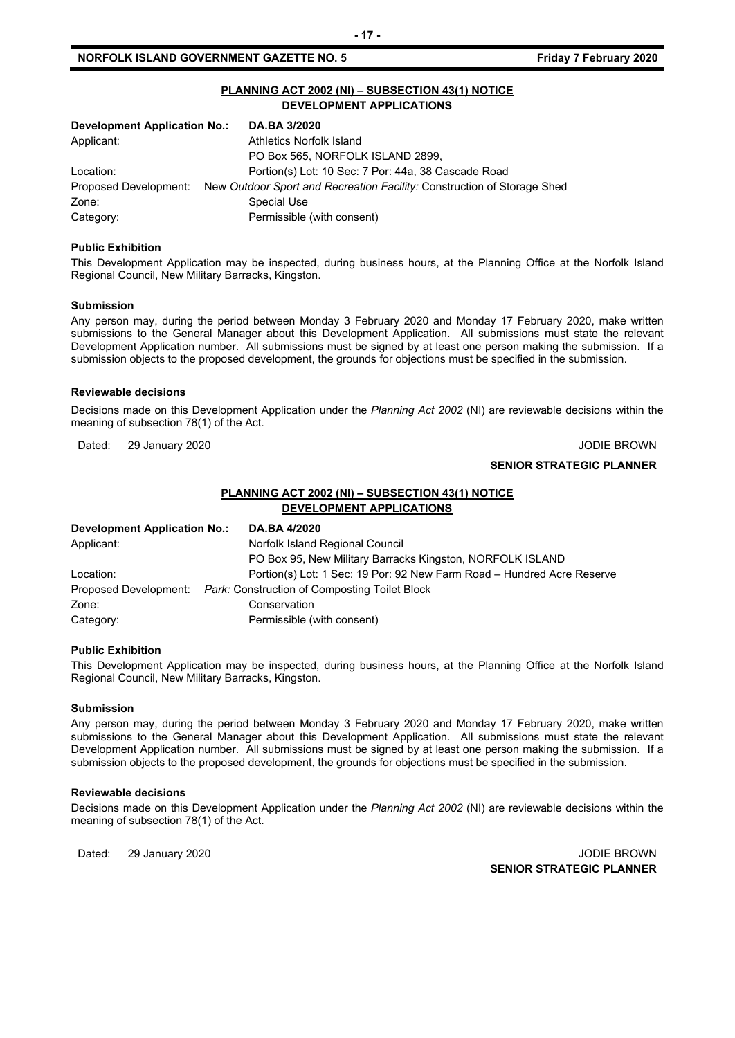## PLANNING ACT 2002 (NI) – SUBSECTION 43(1) NOTICE DEVELOPMENT APPLICATIONS

| | |
|---|---|
| **Development Application No.:** | **DA.BA 3/2020** |
| Applicant: | Athletics Norfolk Island<br>PO Box 565, NORFOLK ISLAND 2899, |
| Location: | Portion(s) Lot: 10 Sec: 7 Por: 44a, 38 Cascade Road |
| Proposed Development: | New *Outdoor Sport and Recreation Facility:* Construction of Storage Shed |
| Zone: | Special Use |
| Category: | Permissible (with consent) |

**Public Exhibition**

This Development Application may be inspected, during business hours, at the Planning Office at the Norfolk Island Regional Council, New Military Barracks, Kingston.

**Submission**

Any person may, during the period between Monday 3 February 2020 and Monday 17 February 2020, make written submissions to the General Manager about this Development Application. All submissions must state the relevant Development Application number. All submissions must be signed by at least one person making the submission. If a submission objects to the proposed development, the grounds for objections must be specified in the submission.

**Reviewable decisions**

Decisions made on this Development Application under the *Planning Act 2002* (NI) are reviewable decisions within the meaning of subsection 78(1) of the Act.

Dated: 29 January 2020

JODIE BROWN
**SENIOR STRATEGIC PLANNER**

## PLANNING ACT 2002 (NI) – SUBSECTION 43(1) NOTICE DEVELOPMENT APPLICATIONS

| | |
|---|---|
| **Development Application No.:** | **DA.BA 4/2020** |
| Applicant: | Norfolk Island Regional Council<br>PO Box 95, New Military Barracks Kingston, NORFOLK ISLAND |
| Location: | Portion(s) Lot: 1 Sec: 19 Por: 92 New Farm Road – Hundred Acre Reserve |
| Proposed Development: | *Park:* Construction of Composting Toilet Block |
| Zone: | Conservation |
| Category: | Permissible (with consent) |

**Public Exhibition**

This Development Application may be inspected, during business hours, at the Planning Office at the Norfolk Island Regional Council, New Military Barracks, Kingston.

**Submission**

Any person may, during the period between Monday 3 February 2020 and Monday 17 February 2020, make written submissions to the General Manager about this Development Application. All submissions must state the relevant Development Application number. All submissions must be signed by at least one person making the submission. If a submission objects to the proposed development, the grounds for objections must be specified in the submission.

**Reviewable decisions**

Decisions made on this Development Application under the *Planning Act 2002* (NI) are reviewable decisions within the meaning of subsection 78(1) of the Act.

Dated: 29 January 2020

JODIE BROWN
**SENIOR STRATEGIC PLANNER**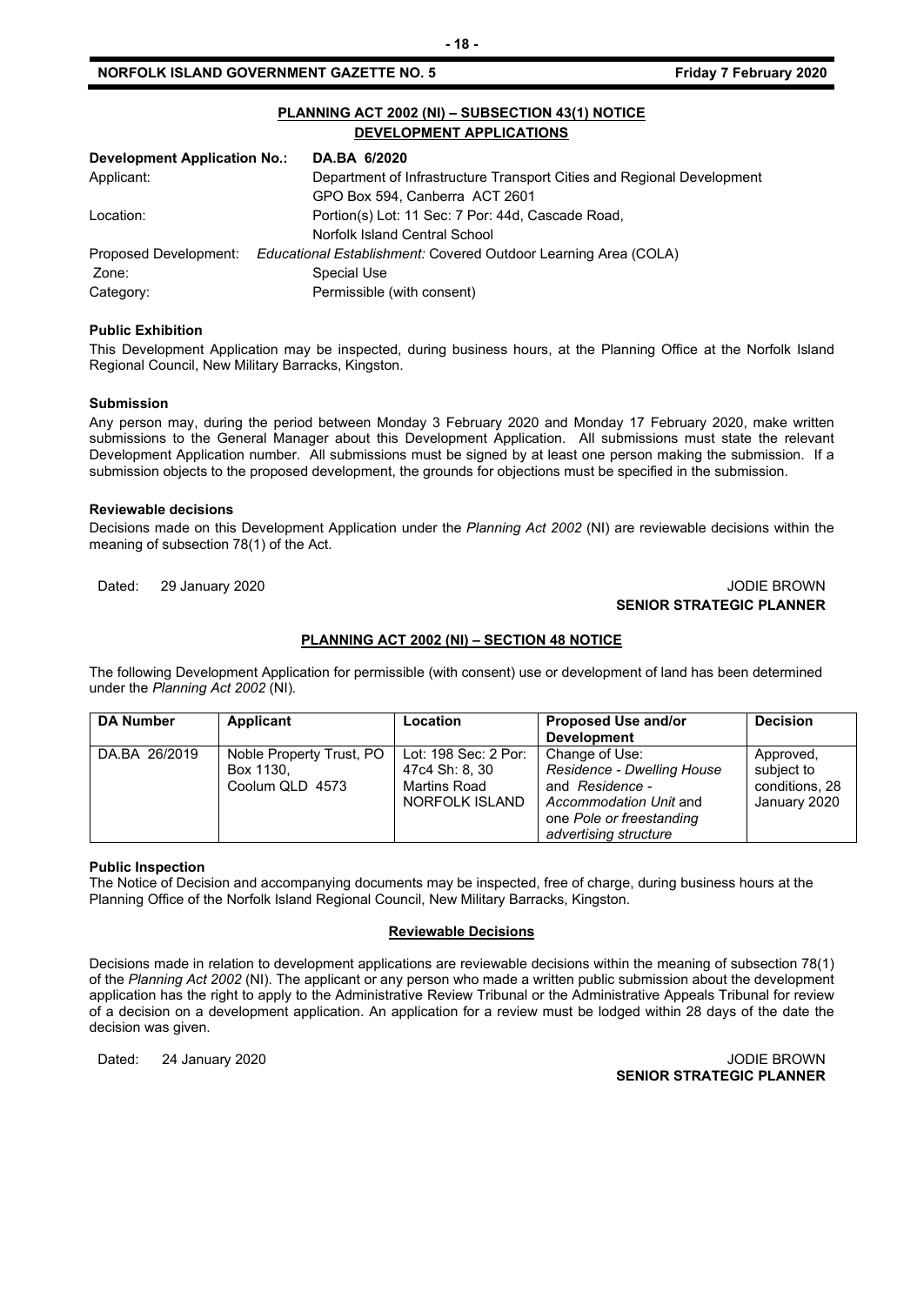## PLANNING ACT 2002 (NI) – SUBSECTION 43(1) NOTICE
## DEVELOPMENT APPLICATIONS

| **Development Application No.:** | **DA.BA 6/2020** |
|---|---|
| Applicant: | Department of Infrastructure Transport Cities and Regional Development<br>GPO Box 594, Canberra ACT 2601 |
| Location: | Portion(s) Lot: 11 Sec: 7 Por: 44d, Cascade Road,<br>Norfolk Island Central School |
| Proposed Development: | *Educational Establishment:* Covered Outdoor Learning Area (COLA) |
| Zone: | Special Use |
| Category: | Permissible (with consent) |

**Public Exhibition**

This Development Application may be inspected, during business hours, at the Planning Office at the Norfolk Island Regional Council, New Military Barracks, Kingston.

**Submission**

Any person may, during the period between Monday 3 February 2020 and Monday 17 February 2020, make written submissions to the General Manager about this Development Application. All submissions must state the relevant Development Application number. All submissions must be signed by at least one person making the submission. If a submission objects to the proposed development, the grounds for objections must be specified in the submission.

**Reviewable decisions**

Decisions made on this Development Application under the *Planning Act 2002* (NI) are reviewable decisions within the meaning of subsection 78(1) of the Act.

Dated: 29 January 2020

JODIE BROWN
**SENIOR STRATEGIC PLANNER**

## PLANNING ACT 2002 (NI) – SECTION 48 NOTICE

The following Development Application for permissible (with consent) use or development of land has been determined under the *Planning Act 2002* (NI).

| DA Number | Applicant | Location | Proposed Use and/or Development | Decision |
|---|---|---|---|---|
| DA.BA 26/2019 | Noble Property Trust, PO Box 1130, Coolum QLD 4573 | Lot: 198 Sec: 2 Por: 47c4 Sh: 8, 30 Martins Road NORFOLK ISLAND | Change of Use: *Residence - Dwelling House* and *Residence - Accommodation Unit* and one *Pole or freestanding advertising structure* | Approved, subject to conditions, 28 January 2020 |

**Public Inspection**

The Notice of Decision and accompanying documents may be inspected, free of charge, during business hours at the Planning Office of the Norfolk Island Regional Council, New Military Barracks, Kingston.

**Reviewable Decisions**

Decisions made in relation to development applications are reviewable decisions within the meaning of subsection 78(1) of the *Planning Act 2002* (NI). The applicant or any person who made a written public submission about the development application has the right to apply to the Administrative Review Tribunal or the Administrative Appeals Tribunal for review of a decision on a development application. An application for a review must be lodged within 28 days of the date the decision was given.

Dated: 24 January 2020

JODIE BROWN
**SENIOR STRATEGIC PLANNER**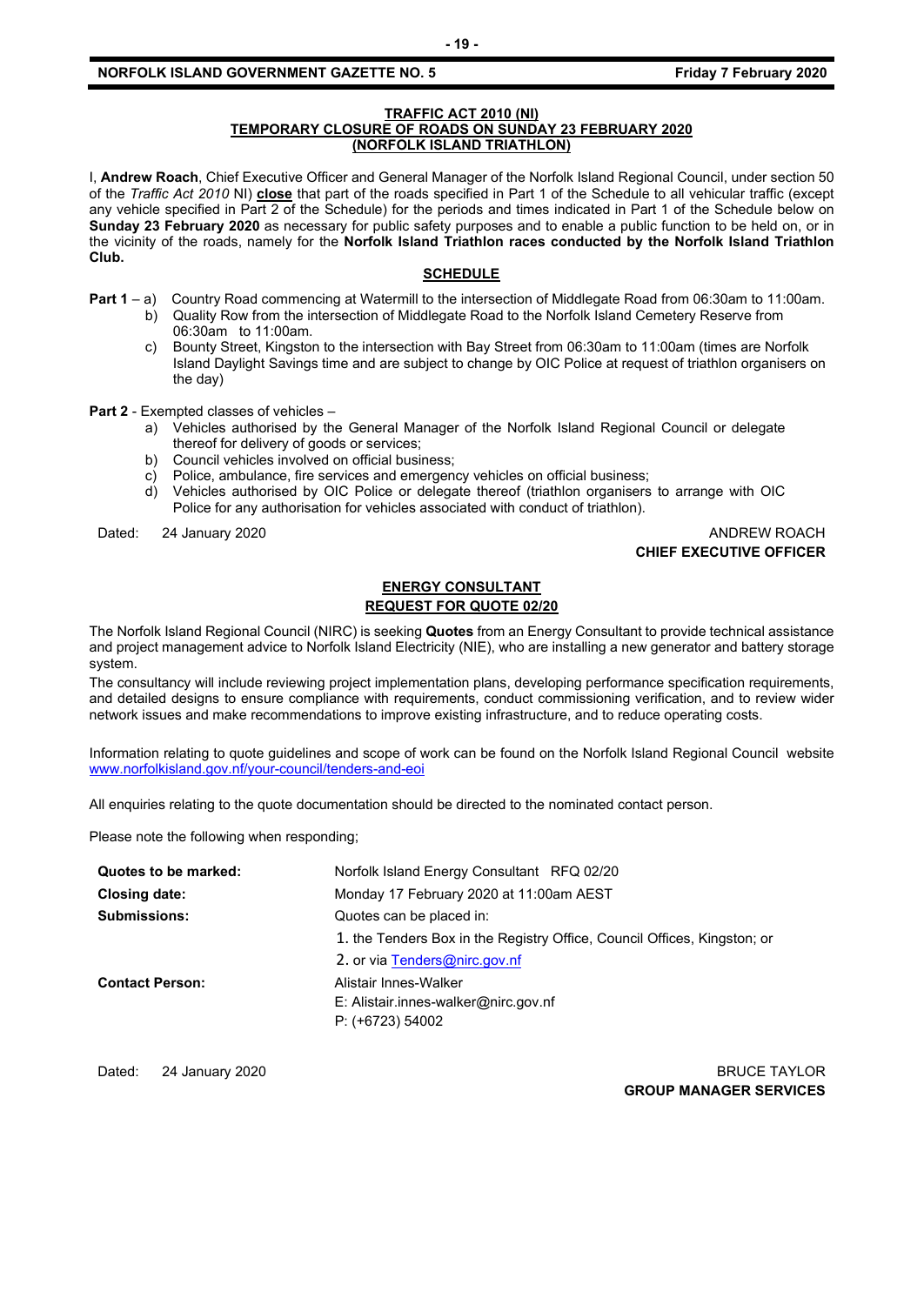**TRAFFIC ACT 2010 (NI)**
**TEMPORARY CLOSURE OF ROADS ON SUNDAY 23 FEBRUARY 2020**
**(NORFOLK ISLAND TRIATHLON)**

I, **Andrew Roach**, Chief Executive Officer and General Manager of the Norfolk Island Regional Council, under section 50 of the *Traffic Act 2010* NI) **close** that part of the roads specified in Part 1 of the Schedule to all vehicular traffic (except any vehicle specified in Part 2 of the Schedule) for the periods and times indicated in Part 1 of the Schedule below on **Sunday 23 February 2020** as necessary for public safety purposes and to enable a public function to be held on, or in the vicinity of the roads, namely for the **Norfolk Island Triathlon races conducted by the Norfolk Island Triathlon Club.**

**SCHEDULE**

**Part 1** –
- a) Country Road commencing at Watermill to the intersection of Middlegate Road from 06:30am to 11:00am.
- b) Quality Row from the intersection of Middlegate Road to the Norfolk Island Cemetery Reserve from 06:30am to 11:00am.
- c) Bounty Street, Kingston to the intersection with Bay Street from 06:30am to 11:00am (times are Norfolk Island Daylight Savings time and are subject to change by OIC Police at request of triathlon organisers on the day)

**Part 2** - Exempted classes of vehicles –
- a) Vehicles authorised by the General Manager of the Norfolk Island Regional Council or delegate thereof for delivery of goods or services;
- b) Council vehicles involved on official business;
- c) Police, ambulance, fire services and emergency vehicles on official business;
- d) Vehicles authorised by OIC Police or delegate thereof (triathlon organisers to arrange with OIC Police for any authorisation for vehicles associated with conduct of triathlon).

Dated: 24 January 2020

ANDREW ROACH
**CHIEF EXECUTIVE OFFICER**

**ENERGY CONSULTANT**
**REQUEST FOR QUOTE 02/20**

The Norfolk Island Regional Council (NIRC) is seeking **Quotes** from an Energy Consultant to provide technical assistance and project management advice to Norfolk Island Electricity (NIE), who are installing a new generator and battery storage system.

The consultancy will include reviewing project implementation plans, developing performance specification requirements, and detailed designs to ensure compliance with requirements, conduct commissioning verification, and to review wider network issues and make recommendations to improve existing infrastructure, and to reduce operating costs.

Information relating to quote guidelines and scope of work can be found on the Norfolk Island Regional Council website www.norfolkisland.gov.nf/your-council/tenders-and-eoi

All enquiries relating to the quote documentation should be directed to the nominated contact person.

Please note the following when responding;

| | |
|---|---|
| **Quotes to be marked:** | Norfolk Island Energy Consultant RFQ 02/20 |
| **Closing date:** | Monday 17 February 2020 at 11:00am AEST |
| **Submissions:** | Quotes can be placed in: |
| | 1. the Tenders Box in the Registry Office, Council Offices, Kingston; or |
| | 2. or via Tenders@nirc.gov.nf |
| **Contact Person:** | Alistair Innes-Walker<br>E: Alistair.innes-walker@nirc.gov.nf<br>P: (+6723) 54002 |

Dated: 24 January 2020

BRUCE TAYLOR
**GROUP MANAGER SERVICES**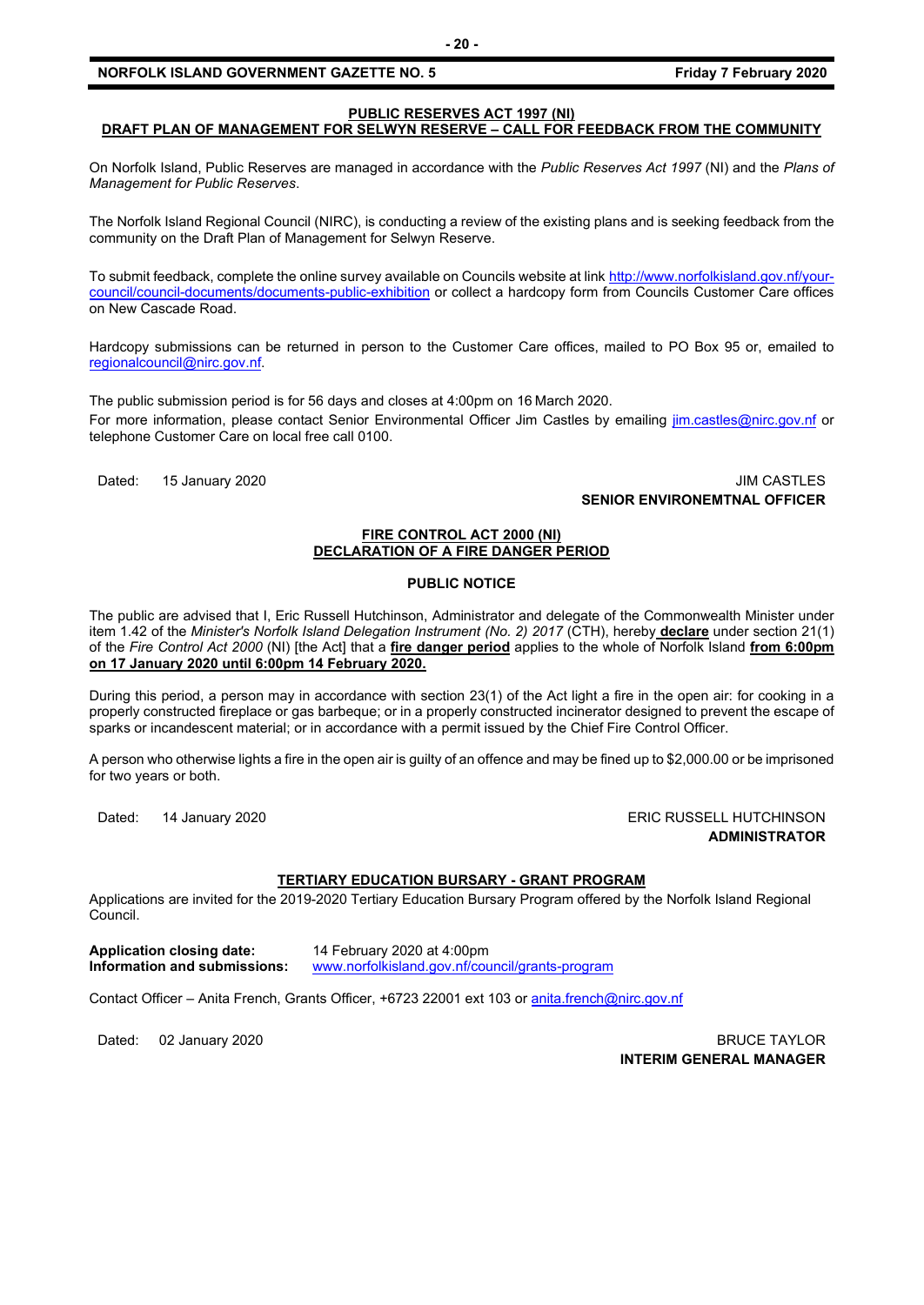## PUBLIC RESERVES ACT 1997 (NI)
## DRAFT PLAN OF MANAGEMENT FOR SELWYN RESERVE – CALL FOR FEEDBACK FROM THE COMMUNITY

On Norfolk Island, Public Reserves are managed in accordance with the *Public Reserves Act 1997* (NI) and the *Plans of Management for Public Reserves*.

The Norfolk Island Regional Council (NIRC), is conducting a review of the existing plans and is seeking feedback from the community on the Draft Plan of Management for Selwyn Reserve.

To submit feedback, complete the online survey available on Councils website at link http://www.norfolkisland.gov.nf/your-council/council-documents/documents-public-exhibition or collect a hardcopy form from Councils Customer Care offices on New Cascade Road.

Hardcopy submissions can be returned in person to the Customer Care offices, mailed to PO Box 95 or, emailed to regionalcouncil@nirc.gov.nf.

The public submission period is for 56 days and closes at 4:00pm on 16 March 2020.

For more information, please contact Senior Environmental Officer Jim Castles by emailing jim.castles@nirc.gov.nf or telephone Customer Care on local free call 0100.

Dated: 15 January 2020

JIM CASTLES
**SENIOR ENVIRONEMTNAL OFFICER**

## FIRE CONTROL ACT 2000 (NI)
## DECLARATION OF A FIRE DANGER PERIOD

### PUBLIC NOTICE

The public are advised that I, Eric Russell Hutchinson, Administrator and delegate of the Commonwealth Minister under item 1.42 of the *Minister's Norfolk Island Delegation Instrument (No. 2) 2017* (CTH), hereby **declare** under section 21(1) of the *Fire Control Act 2000* (NI) [the Act] that a **fire danger period** applies to the whole of Norfolk Island **from 6:00pm on 17 January 2020 until 6:00pm 14 February 2020.**

During this period, a person may in accordance with section 23(1) of the Act light a fire in the open air: for cooking in a properly constructed fireplace or gas barbeque; or in a properly constructed incinerator designed to prevent the escape of sparks or incandescent material; or in accordance with a permit issued by the Chief Fire Control Officer.

A person who otherwise lights a fire in the open air is guilty of an offence and may be fined up to $2,000.00 or be imprisoned for two years or both.

Dated: 14 January 2020

ERIC RUSSELL HUTCHINSON
**ADMINISTRATOR**

## TERTIARY EDUCATION BURSARY - GRANT PROGRAM

Applications are invited for the 2019-2020 Tertiary Education Bursary Program offered by the Norfolk Island Regional Council.

**Application closing date:** 14 February 2020 at 4:00pm
**Information and submissions:** www.norfolkisland.gov.nf/council/grants-program

Contact Officer – Anita French, Grants Officer, +6723 22001 ext 103 or anita.french@nirc.gov.nf

Dated: 02 January 2020

BRUCE TAYLOR
**INTERIM GENERAL MANAGER**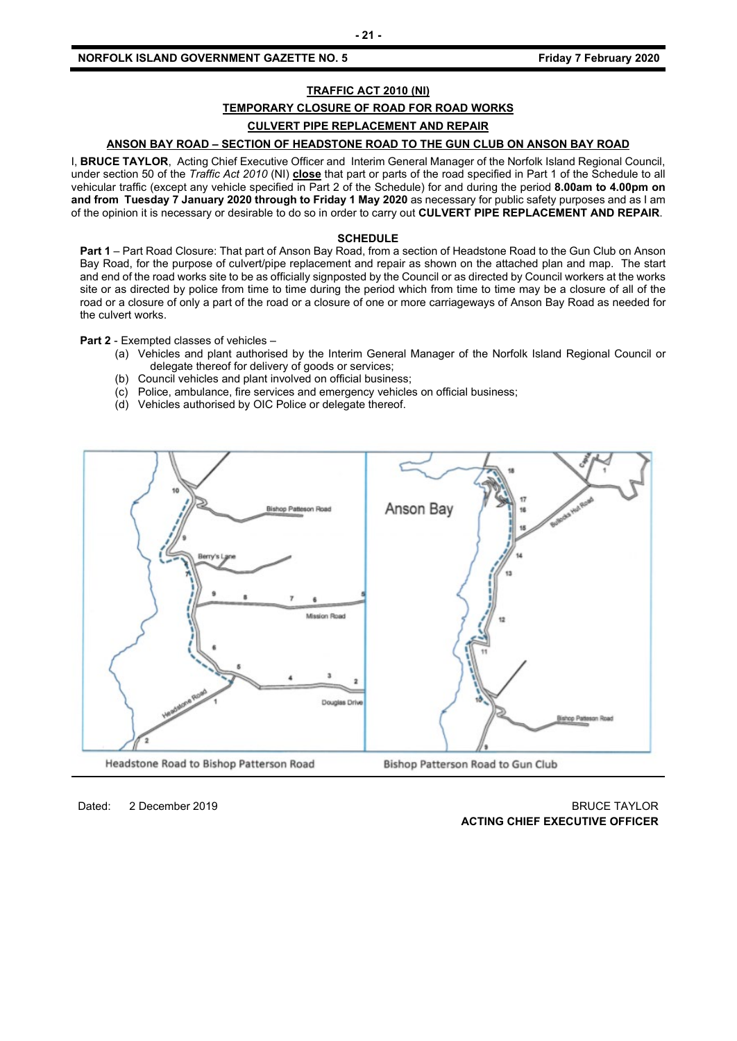## TRAFFIC ACT 2010 (NI)

## TEMPORARY CLOSURE OF ROAD FOR ROAD WORKS

## CULVERT PIPE REPLACEMENT AND REPAIR

## ANSON BAY ROAD – SECTION OF HEADSTONE ROAD TO THE GUN CLUB ON ANSON BAY ROAD

I, **BRUCE TAYLOR**, Acting Chief Executive Officer and Interim General Manager of the Norfolk Island Regional Council, under section 50 of the *Traffic Act 2010* (NI) **close** that part or parts of the road specified in Part 1 of the Schedule to all vehicular traffic (except any vehicle specified in Part 2 of the Schedule) for and during the period **8.00am to 4.00pm on and from Tuesday 7 January 2020 through to Friday 1 May 2020** as necessary for public safety purposes and as I am of the opinion it is necessary or desirable to do so in order to carry out **CULVERT PIPE REPLACEMENT AND REPAIR**.

### SCHEDULE

**Part 1** – Part Road Closure: That part of Anson Bay Road, from a section of Headstone Road to the Gun Club on Anson Bay Road, for the purpose of culvert/pipe replacement and repair as shown on the attached plan and map. The start and end of the road works site to be as officially signposted by the Council or as directed by Council workers at the works site or as directed by police from time to time during the period which from time to time may be a closure of all of the road or a closure of only a part of the road or a closure of one or more carriageways of Anson Bay Road as needed for the culvert works.

**Part 2** - Exempted classes of vehicles –

(a) Vehicles and plant authorised by the Interim General Manager of the Norfolk Island Regional Council or delegate thereof for delivery of goods or services;
(b) Council vehicles and plant involved on official business;
(c) Police, ambulance, fire services and emergency vehicles on official business;
(d) Vehicles authorised by OIC Police or delegate thereof.

Headstone Road to Bishop Patterson Road

Bishop Patterson Road to Gun Club

Dated: 2 December 2019

BRUCE TAYLOR
**ACTING CHIEF EXECUTIVE OFFICER**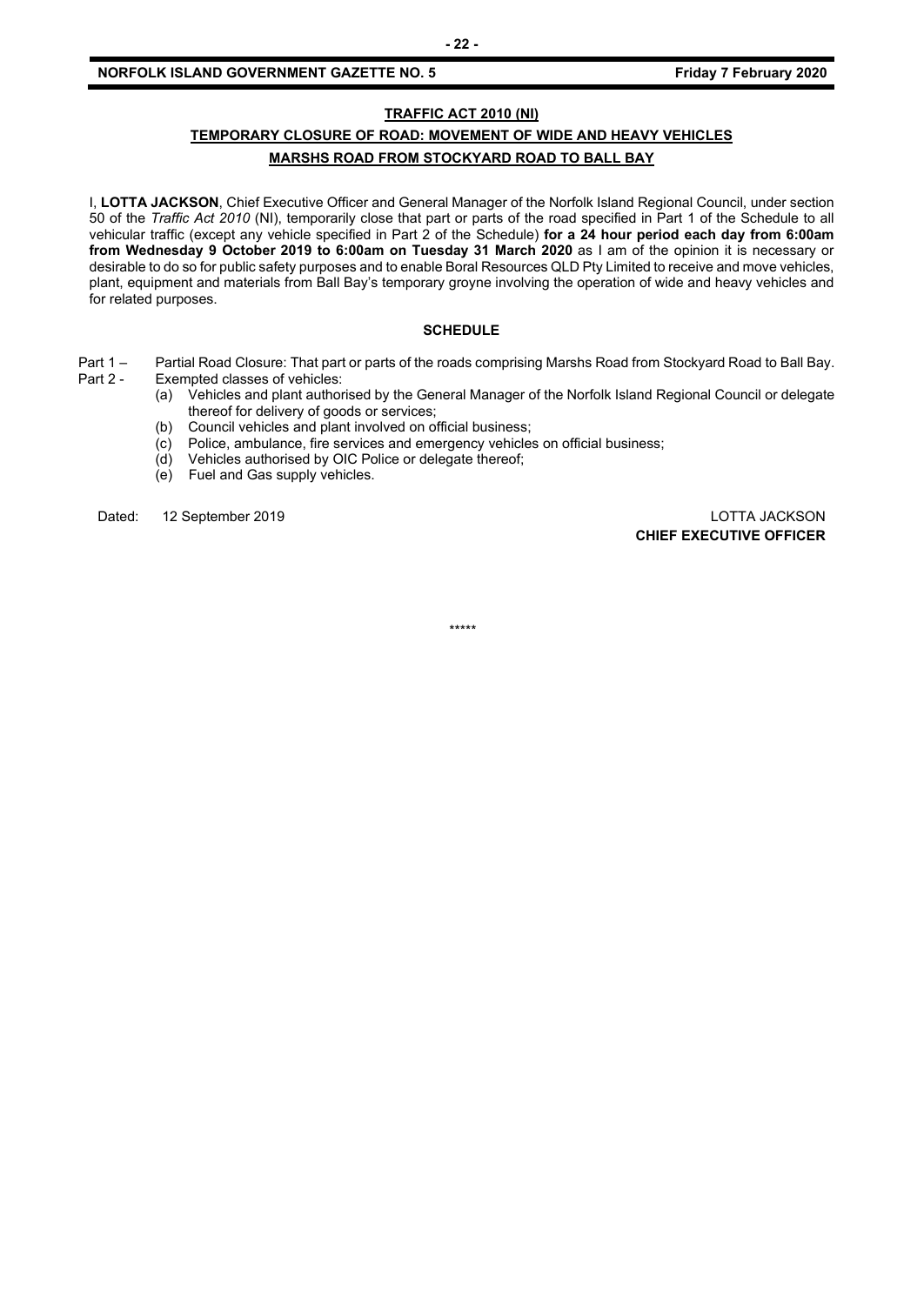**TRAFFIC ACT 2010 (NI)**

**TEMPORARY CLOSURE OF ROAD: MOVEMENT OF WIDE AND HEAVY VEHICLES**

**MARSHS ROAD FROM STOCKYARD ROAD TO BALL BAY**

I, **LOTTA JACKSON**, Chief Executive Officer and General Manager of the Norfolk Island Regional Council, under section 50 of the *Traffic Act 2010* (NI), temporarily close that part or parts of the road specified in Part 1 of the Schedule to all vehicular traffic (except any vehicle specified in Part 2 of the Schedule) **for a 24 hour period each day from 6:00am from Wednesday 9 October 2019 to 6:00am on Tuesday 31 March 2020** as I am of the opinion it is necessary or desirable to do so for public safety purposes and to enable Boral Resources QLD Pty Limited to receive and move vehicles, plant, equipment and materials from Ball Bay's temporary groyne involving the operation of wide and heavy vehicles and for related purposes.

**SCHEDULE**

Part 1 – Partial Road Closure: That part or parts of the roads comprising Marshs Road from Stockyard Road to Ball Bay.

Part 2 - Exempted classes of vehicles:

(a) Vehicles and plant authorised by the General Manager of the Norfolk Island Regional Council or delegate thereof for delivery of goods or services;
(b) Council vehicles and plant involved on official business;
(c) Police, ambulance, fire services and emergency vehicles on official business;
(d) Vehicles authorised by OIC Police or delegate thereof;
(e) Fuel and Gas supply vehicles.

Dated: 12 September 2019

LOTTA JACKSON
**CHIEF EXECUTIVE OFFICER**

\*\*\*\*\*